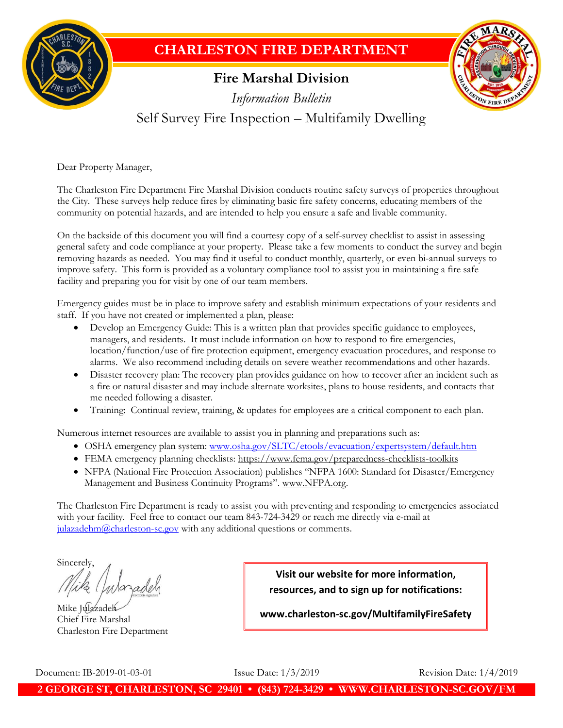# CHARLESTON FIRE DEPARTMENT

## Fire Marshal Division

*Information Bulletin*

Self Survey Fire Inspection – Multifamily Dwelling

Dear Property Manager,

The Charleston Fire Department Fire Marshal Division conducts routine safety surveys of properties throughout the City. These surveys help reduce fires by eliminating basic fire safety concerns, educating members of the community on potential hazards, and are intended to help you ensure a safe and livable community.

On the backside of this document you will find a courtesy copy of a self-survey checklist to assist in assessing general safety and code compliance at your property. Please take a few moments to conduct the survey and begin removing hazards as needed. You may find it useful to conduct monthly, quarterly, or even bi-annual surveys to improve safety. This form is provided as a voluntary compliance tool to assist you in maintaining a fire safe facility and preparing you for visit by one of our team members.

Emergency guides must be in place to improve safety and establish minimum expectations of your residents and staff. If you have not created or implemented a plan, please:

- Develop an Emergency Guide: This is a written plan that provides specific guidance to employees, managers, and residents. It must include information on how to respond to fire emergencies, location/function/use of fire protection equipment, emergency evacuation procedures, and response to alarms. We also recommend including details on severe weather recommendations and other hazards.
- Disaster recovery plan: The recovery plan provides guidance on how to recover after an incident such as a fire or natural disaster and may include alternate worksites, plans to house residents, and contacts that me needed following a disaster.
- Training: Continual review, training, & updates for employees are a critical component to each plan.

Numerous internet resources are available to assist you in planning and preparations such as:

- OSHA emergency plan system: www.osha.gov/SLTC/etools/evacuation/expertsystem/default.htm
- FEMA emergency planning checklists: https://www.fema.gov/preparedness-checklists-toolkits
- NFPA (National Fire Protection Association) publishes "NFPA 1600: Standard for Disaster/Emergency Management and Business Continuity Programs". www.NFPA.org.

The Charleston Fire Department is ready to assist you with preventing and responding to emergencies associated with your facility. Feel free to contact our team 843-724-3429 or reach me directly via e-mail at julazadehm@charleston-sc.gov with any additional questions or comments.

Sincerely,

Mike Julazadeh
Chief Fire Marshal
Charleston Fire Department

**Visit our website for more information, resources, and to sign up for notifications:**

**www.charleston-sc.gov/MultifamilyFireSafety**

Document: IB-2019-01-03-01 Issue Date: 1/3/2019 Revision Date: 1/4/2019

**2 GEORGE ST, CHARLESTON, SC 29401 • (843) 724-3429 • WWW.CHARLESTON-SC.GOV/FM**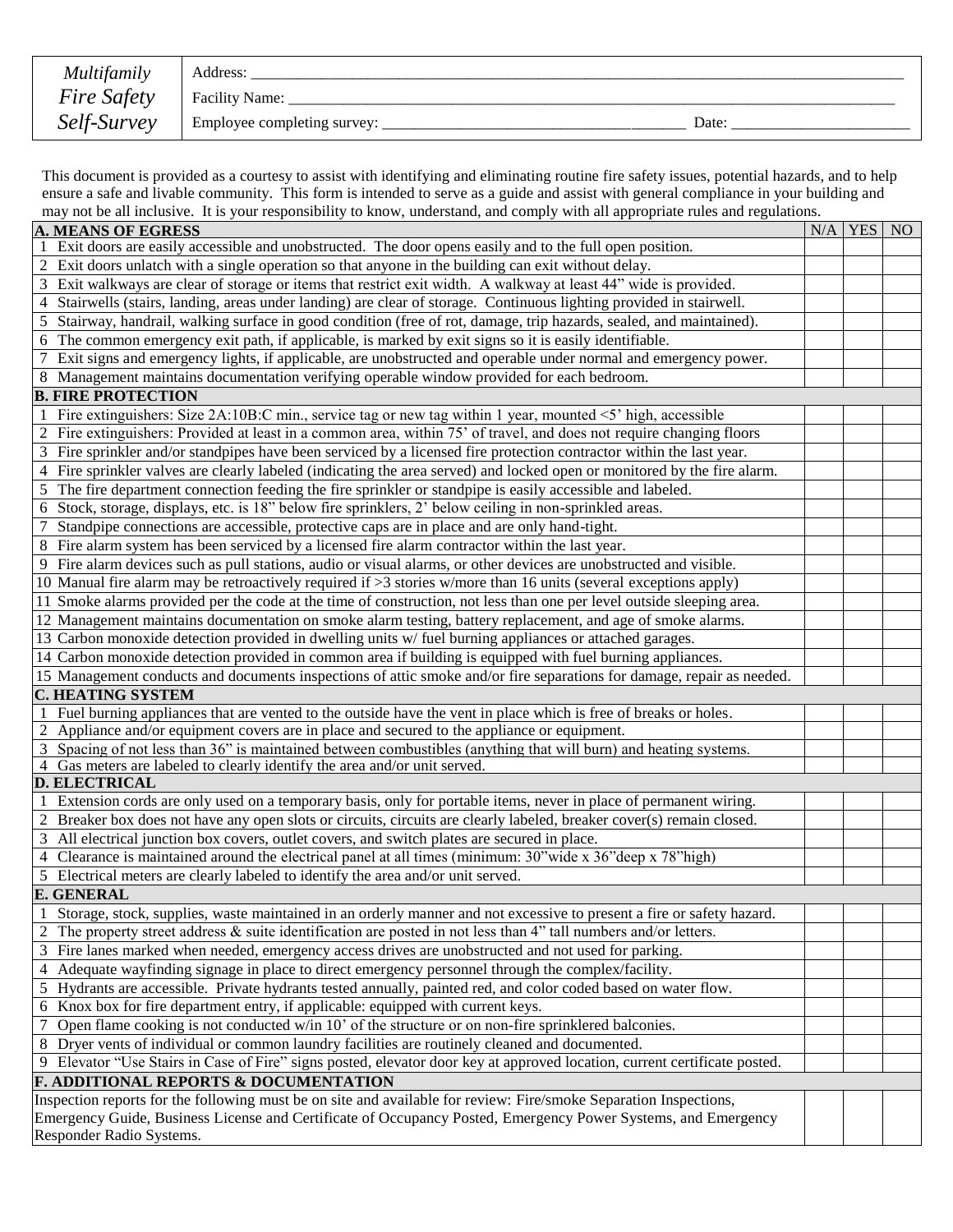| | |
|---|---|
| *Multifamily Fire Safety Self-Survey* | Address: \_\_\_\_\_\_\_\_\_\_\_\_\_\_\_\_\_\_\_\_\_\_\_\_\_\_\_\_\_\_\_\_\_\_\_\_\_\_\_\_ |
| | Facility Name: \_\_\_\_\_\_\_\_\_\_\_\_\_\_\_\_\_\_\_\_\_\_\_\_\_\_\_\_\_\_\_\_\_\_\_\_\_\_\_\_ |
| | Employee completing survey: \_\_\_\_\_\_\_\_\_\_\_\_\_\_\_\_\_\_\_\_\_\_\_\_ Date: \_\_\_\_\_\_\_\_\_\_\_\_\_\_\_\_ |

This document is provided as a courtesy to assist with identifying and eliminating routine fire safety issues, potential hazards, and to help ensure a safe and livable community. This form is intended to serve as a guide and assist with general compliance in your building and may not be all inclusive. It is your responsibility to know, understand, and comply with all appropriate rules and regulations.

| **A. MEANS OF EGRESS** | N/A | YES | NO |
|---|---|---|---|
| 1 Exit doors are easily accessible and unobstructed. The door opens easily and to the full open position. | | | |
| 2 Exit doors unlatch with a single operation so that anyone in the building can exit without delay. | | | |
| 3 Exit walkways are clear of storage or items that restrict exit width. A walkway at least 44" wide is provided. | | | |
| 4 Stairwells (stairs, landing, areas under landing) are clear of storage. Continuous lighting provided in stairwell. | | | |
| 5 Stairway, handrail, walking surface in good condition (free of rot, damage, trip hazards, sealed, and maintained). | | | |
| 6 The common emergency exit path, if applicable, is marked by exit signs so it is easily identifiable. | | | |
| 7 Exit signs and emergency lights, if applicable, are unobstructed and operable under normal and emergency power. | | | |
| 8 Management maintains documentation verifying operable window provided for each bedroom. | | | |
| **B. FIRE PROTECTION** | | | |
| 1 Fire extinguishers: Size 2A:10B:C min., service tag or new tag within 1 year, mounted <5' high, accessible | | | |
| 2 Fire extinguishers: Provided at least in a common area, within 75' of travel, and does not require changing floors | | | |
| 3 Fire sprinkler and/or standpipes have been serviced by a licensed fire protection contractor within the last year. | | | |
| 4 Fire sprinkler valves are clearly labeled (indicating the area served) and locked open or monitored by the fire alarm. | | | |
| 5 The fire department connection feeding the fire sprinkler or standpipe is easily accessible and labeled. | | | |
| 6 Stock, storage, displays, etc. is 18" below fire sprinklers, 2' below ceiling in non-sprinkled areas. | | | |
| 7 Standpipe connections are accessible, protective caps are in place and are only hand-tight. | | | |
| 8 Fire alarm system has been serviced by a licensed fire alarm contractor within the last year. | | | |
| 9 Fire alarm devices such as pull stations, audio or visual alarms, or other devices are unobstructed and visible. | | | |
| 10 Manual fire alarm may be retroactively required if >3 stories w/more than 16 units (several exceptions apply) | | | |
| 11 Smoke alarms provided per the code at the time of construction, not less than one per level outside sleeping area. | | | |
| 12 Management maintains documentation on smoke alarm testing, battery replacement, and age of smoke alarms. | | | |
| 13 Carbon monoxide detection provided in dwelling units w/ fuel burning appliances or attached garages. | | | |
| 14 Carbon monoxide detection provided in common area if building is equipped with fuel burning appliances. | | | |
| 15 Management conducts and documents inspections of attic smoke and/or fire separations for damage, repair as needed. | | | |
| **C. HEATING SYSTEM** | | | |
| 1 Fuel burning appliances that are vented to the outside have the vent in place which is free of breaks or holes. | | | |
| 2 Appliance and/or equipment covers are in place and secured to the appliance or equipment. | | | |
| 3 Spacing of not less than 36" is maintained between combustibles (anything that will burn) and heating systems. | | | |
| 4 Gas meters are labeled to clearly identify the area and/or unit served. | | | |
| **D. ELECTRICAL** | | | |
| 1 Extension cords are only used on a temporary basis, only for portable items, never in place of permanent wiring. | | | |
| 2 Breaker box does not have any open slots or circuits, circuits are clearly labeled, breaker cover(s) remain closed. | | | |
| 3 All electrical junction box covers, outlet covers, and switch plates are secured in place. | | | |
| 4 Clearance is maintained around the electrical panel at all times (minimum: 30"wide x 36"deep x 78"high) | | | |
| 5 Electrical meters are clearly labeled to identify the area and/or unit served. | | | |
| **E. GENERAL** | | | |
| 1 Storage, stock, supplies, waste maintained in an orderly manner and not excessive to present a fire or safety hazard. | | | |
| 2 The property street address & suite identification are posted in not less than 4" tall numbers and/or letters. | | | |
| 3 Fire lanes marked when needed, emergency access drives are unobstructed and not used for parking. | | | |
| 4 Adequate wayfinding signage in place to direct emergency personnel through the complex/facility. | | | |
| 5 Hydrants are accessible. Private hydrants tested annually, painted red, and color coded based on water flow. | | | |
| 6 Knox box for fire department entry, if applicable: equipped with current keys. | | | |
| 7 Open flame cooking is not conducted w/in 10' of the structure or on non-fire sprinklered balconies. | | | |
| 8 Dryer vents of individual or common laundry facilities are routinely cleaned and documented. | | | |
| 9 Elevator "Use Stairs in Case of Fire" signs posted, elevator door key at approved location, current certificate posted. | | | |
| **F. ADDITIONAL REPORTS & DOCUMENTATION** | | | |
| Inspection reports for the following must be on site and available for review: Fire/smoke Separation Inspections, Emergency Guide, Business License and Certificate of Occupancy Posted, Emergency Power Systems, and Emergency Responder Radio Systems. | | | |